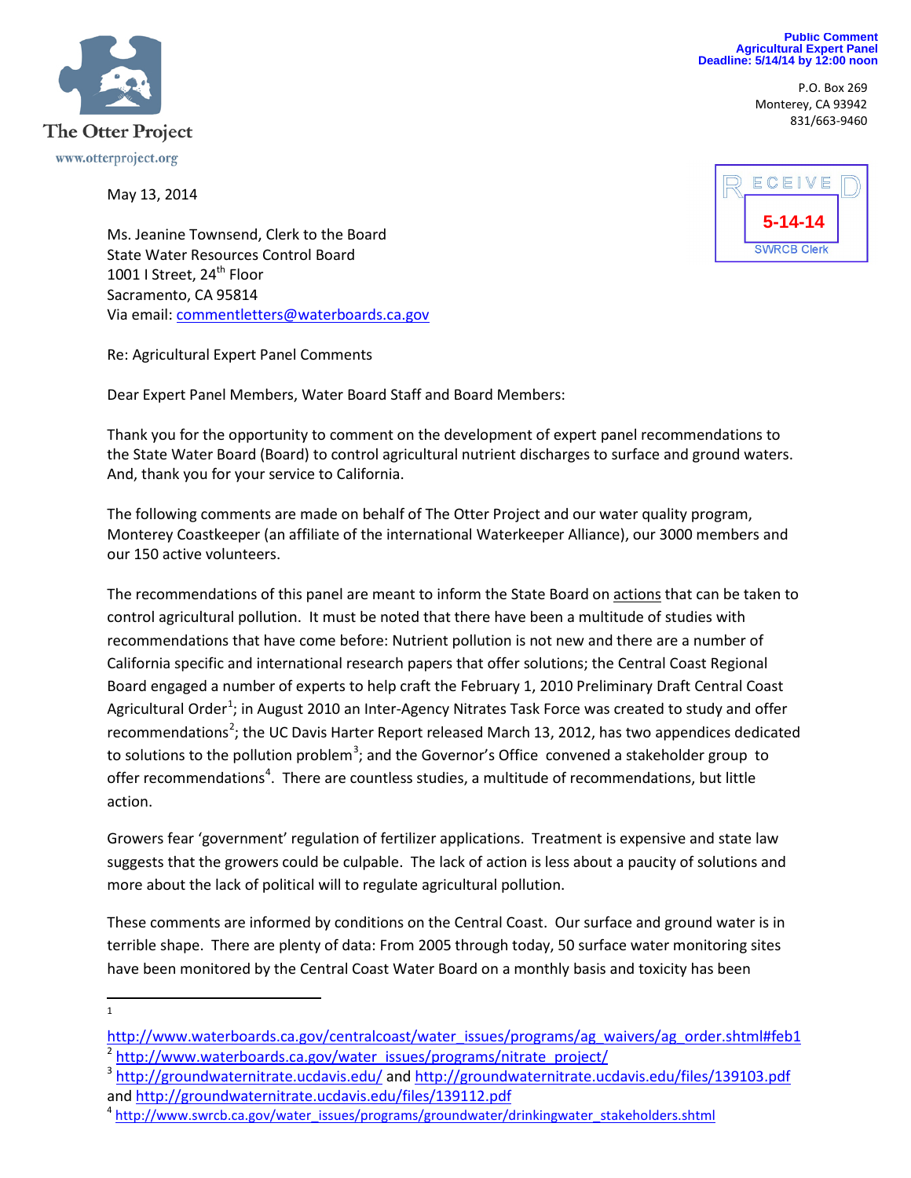The Otter Project

www.otterproject.org

**Public Comment**
**Agricultural Expert Panel**
**Deadline: 5/14/14 by 12:00 noon**

P.O. Box 269
Monterey, CA 93942
831/663-9460

RECEIVED
5-14-14
SWRCB Clerk

May 13, 2014

Ms. Jeanine Townsend, Clerk to the Board
State Water Resources Control Board
1001 I Street, 24th Floor
Sacramento, CA 95814
Via email: commentletters@waterboards.ca.gov

Re: Agricultural Expert Panel Comments

Dear Expert Panel Members, Water Board Staff and Board Members:

Thank you for the opportunity to comment on the development of expert panel recommendations to the State Water Board (Board) to control agricultural nutrient discharges to surface and ground waters. And, thank you for your service to California.

The following comments are made on behalf of The Otter Project and our water quality program, Monterey Coastkeeper (an affiliate of the international Waterkeeper Alliance), our 3000 members and our 150 active volunteers.

The recommendations of this panel are meant to inform the State Board on actions that can be taken to control agricultural pollution. It must be noted that there have been a multitude of studies with recommendations that have come before: Nutrient pollution is not new and there are a number of California specific and international research papers that offer solutions; the Central Coast Regional Board engaged a number of experts to help craft the February 1, 2010 Preliminary Draft Central Coast Agricultural Order[1]; in August 2010 an Inter-Agency Nitrates Task Force was created to study and offer recommendations[2]; the UC Davis Harter Report released March 13, 2012, has two appendices dedicated to solutions to the pollution problem[3]; and the Governor's Office convened a stakeholder group to offer recommendations[4]. There are countless studies, a multitude of recommendations, but little action.

Growers fear 'government' regulation of fertilizer applications. Treatment is expensive and state law suggests that the growers could be culpable. The lack of action is less about a paucity of solutions and more about the lack of political will to regulate agricultural pollution.

These comments are informed by conditions on the Central Coast. Our surface and ground water is in terrible shape. There are plenty of data: From 2005 through today, 50 surface water monitoring sites have been monitored by the Central Coast Water Board on a monthly basis and toxicity has been

---

[1] http://www.waterboards.ca.gov/centralcoast/water_issues/programs/ag_waivers/ag_order.shtml#feb1

[2] http://www.waterboards.ca.gov/water_issues/programs/nitrate_project/

[3] http://groundwaternitrate.ucdavis.edu/ and http://groundwaternitrate.ucdavis.edu/files/139103.pdf and http://groundwaternitrate.ucdavis.edu/files/139112.pdf

[4] http://www.swrcb.ca.gov/water_issues/programs/groundwater/drinkingwater_stakeholders.shtml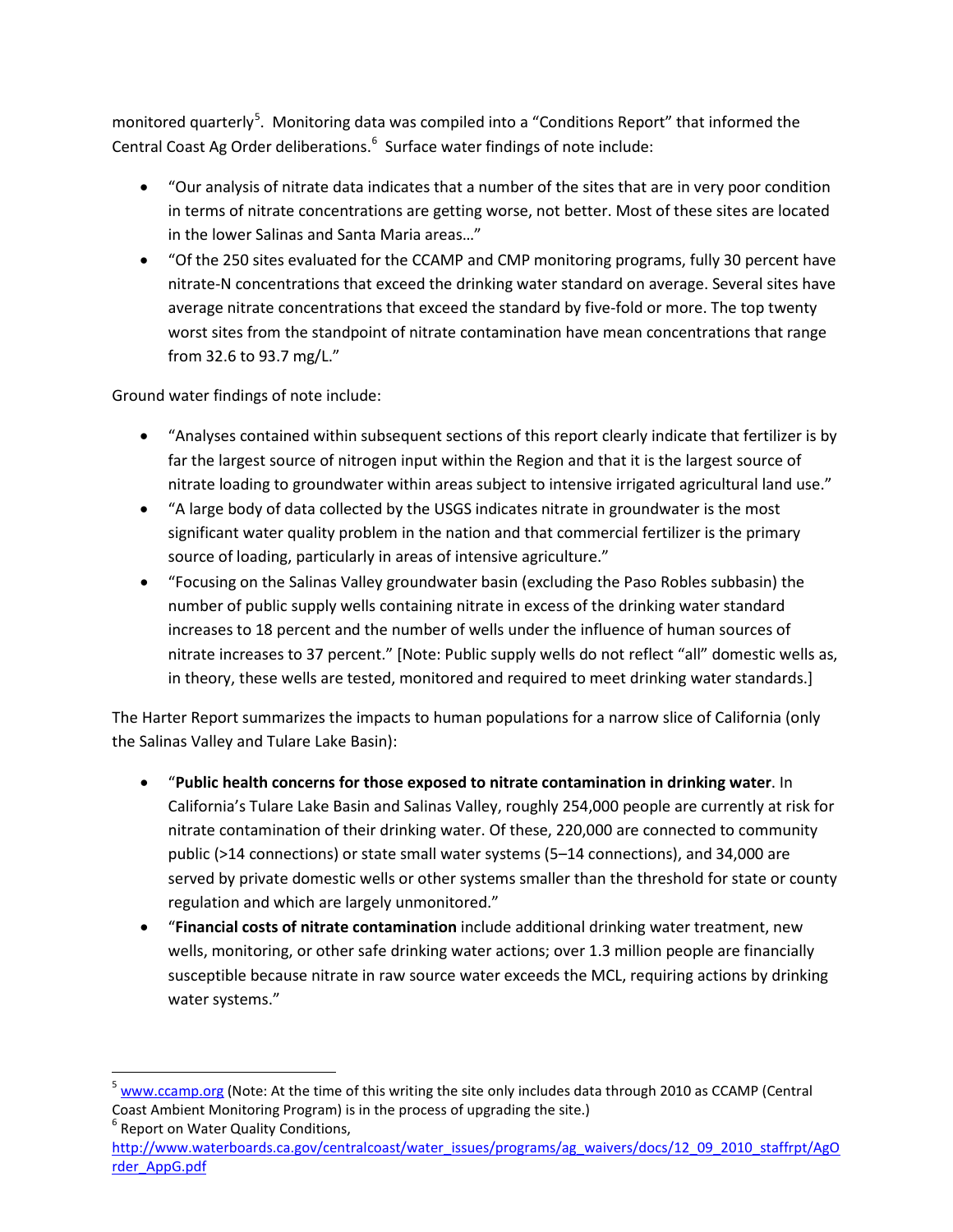monitored quarterly[5]. Monitoring data was compiled into a "Conditions Report" that informed the Central Coast Ag Order deliberations.[6] Surface water findings of note include:

- "Our analysis of nitrate data indicates that a number of the sites that are in very poor condition in terms of nitrate concentrations are getting worse, not better. Most of these sites are located in the lower Salinas and Santa Maria areas…"
- "Of the 250 sites evaluated for the CCAMP and CMP monitoring programs, fully 30 percent have nitrate-N concentrations that exceed the drinking water standard on average. Several sites have average nitrate concentrations that exceed the standard by five-fold or more. The top twenty worst sites from the standpoint of nitrate contamination have mean concentrations that range from 32.6 to 93.7 mg/L."

Ground water findings of note include:

- "Analyses contained within subsequent sections of this report clearly indicate that fertilizer is by far the largest source of nitrogen input within the Region and that it is the largest source of nitrate loading to groundwater within areas subject to intensive irrigated agricultural land use."
- "A large body of data collected by the USGS indicates nitrate in groundwater is the most significant water quality problem in the nation and that commercial fertilizer is the primary source of loading, particularly in areas of intensive agriculture."
- "Focusing on the Salinas Valley groundwater basin (excluding the Paso Robles subbasin) the number of public supply wells containing nitrate in excess of the drinking water standard increases to 18 percent and the number of wells under the influence of human sources of nitrate increases to 37 percent." [Note: Public supply wells do not reflect "all" domestic wells as, in theory, these wells are tested, monitored and required to meet drinking water standards.]

The Harter Report summarizes the impacts to human populations for a narrow slice of California (only the Salinas Valley and Tulare Lake Basin):

- "**Public health concerns for those exposed to nitrate contamination in drinking water**. In California's Tulare Lake Basin and Salinas Valley, roughly 254,000 people are currently at risk for nitrate contamination of their drinking water. Of these, 220,000 are connected to community public (>14 connections) or state small water systems (5–14 connections), and 34,000 are served by private domestic wells or other systems smaller than the threshold for state or county regulation and which are largely unmonitored."
- "**Financial costs of nitrate contamination** include additional drinking water treatment, new wells, monitoring, or other safe drinking water actions; over 1.3 million people are financially susceptible because nitrate in raw source water exceeds the MCL, requiring actions by drinking water systems."

---

[5] www.ccamp.org (Note: At the time of this writing the site only includes data through 2010 as CCAMP (Central Coast Ambient Monitoring Program) is in the process of upgrading the site.)

[6] Report on Water Quality Conditions, http://www.waterboards.ca.gov/centralcoast/water_issues/programs/ag_waivers/docs/12_09_2010_staffrpt/AgOrder_AppG.pdf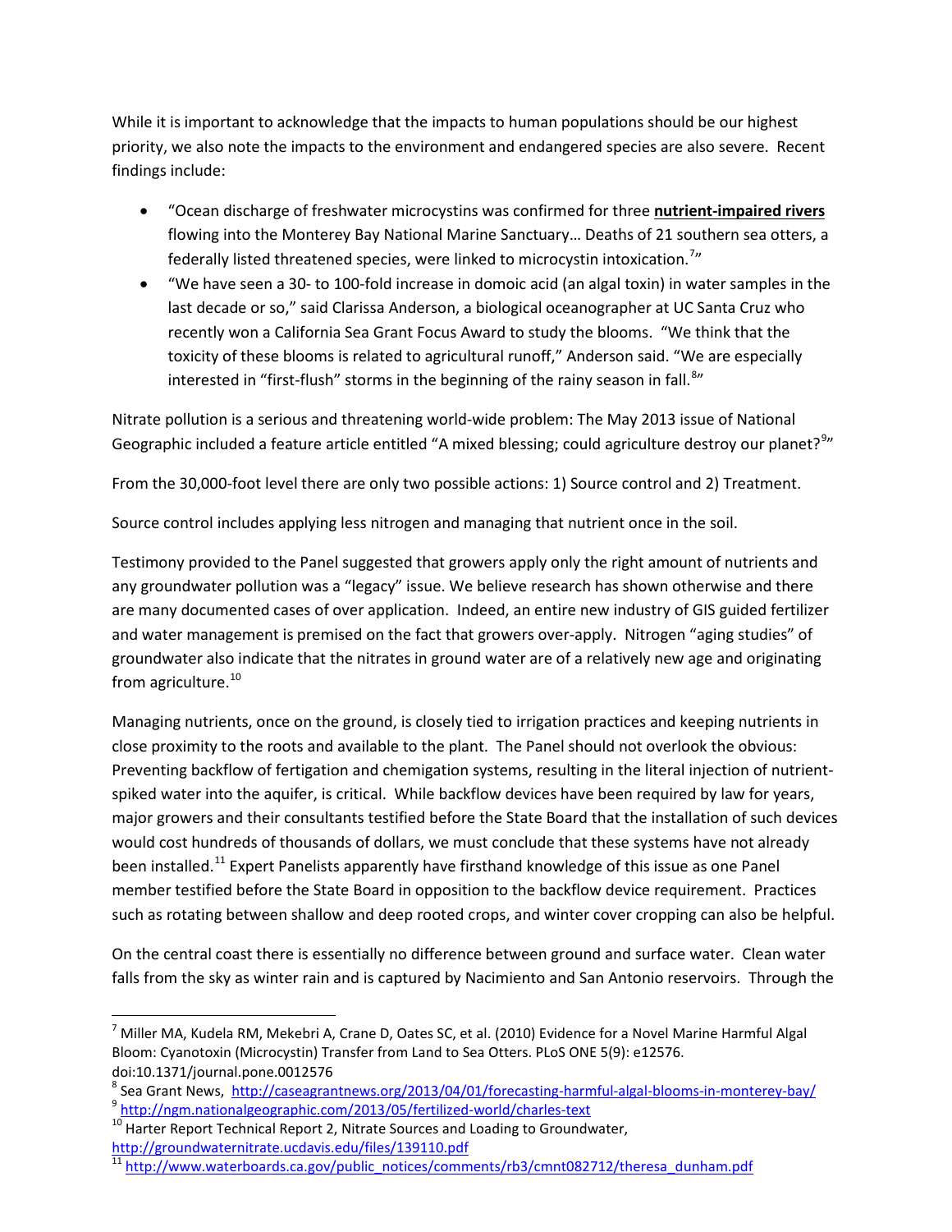While it is important to acknowledge that the impacts to human populations should be our highest priority, we also note the impacts to the environment and endangered species are also severe. Recent findings include:

- "Ocean discharge of freshwater microcystins was confirmed for three **nutrient-impaired rivers** flowing into the Monterey Bay National Marine Sanctuary… Deaths of 21 southern sea otters, a federally listed threatened species, were linked to microcystin intoxication.[7]"
- "We have seen a 30- to 100-fold increase in domoic acid (an algal toxin) in water samples in the last decade or so," said Clarissa Anderson, a biological oceanographer at UC Santa Cruz who recently won a California Sea Grant Focus Award to study the blooms. "We think that the toxicity of these blooms is related to agricultural runoff," Anderson said. "We are especially interested in "first-flush" storms in the beginning of the rainy season in fall.[8]"

Nitrate pollution is a serious and threatening world-wide problem: The May 2013 issue of National Geographic included a feature article entitled "A mixed blessing; could agriculture destroy our planet?[9]"

From the 30,000-foot level there are only two possible actions: 1) Source control and 2) Treatment.

Source control includes applying less nitrogen and managing that nutrient once in the soil.

Testimony provided to the Panel suggested that growers apply only the right amount of nutrients and any groundwater pollution was a "legacy" issue. We believe research has shown otherwise and there are many documented cases of over application. Indeed, an entire new industry of GIS guided fertilizer and water management is premised on the fact that growers over-apply. Nitrogen "aging studies" of groundwater also indicate that the nitrates in ground water are of a relatively new age and originating from agriculture.[10]

Managing nutrients, once on the ground, is closely tied to irrigation practices and keeping nutrients in close proximity to the roots and available to the plant. The Panel should not overlook the obvious: Preventing backflow of fertigation and chemigation systems, resulting in the literal injection of nutrient-spiked water into the aquifer, is critical. While backflow devices have been required by law for years, major growers and their consultants testified before the State Board that the installation of such devices would cost hundreds of thousands of dollars, we must conclude that these systems have not already been installed.[11] Expert Panelists apparently have firsthand knowledge of this issue as one Panel member testified before the State Board in opposition to the backflow device requirement. Practices such as rotating between shallow and deep rooted crops, and winter cover cropping can also be helpful.

On the central coast there is essentially no difference between ground and surface water. Clean water falls from the sky as winter rain and is captured by Nacimiento and San Antonio reservoirs. Through the

---

[7] Miller MA, Kudela RM, Mekebri A, Crane D, Oates SC, et al. (2010) Evidence for a Novel Marine Harmful Algal Bloom: Cyanotoxin (Microcystin) Transfer from Land to Sea Otters. PLoS ONE 5(9): e12576. doi:10.1371/journal.pone.0012576

[8] Sea Grant News, http://caseagrantnews.org/2013/04/01/forecasting-harmful-algal-blooms-in-monterey-bay/

[9] http://ngm.nationalgeographic.com/2013/05/fertilized-world/charles-text

[10] Harter Report Technical Report 2, Nitrate Sources and Loading to Groundwater, http://groundwaternitrate.ucdavis.edu/files/139110.pdf

[11] http://www.waterboards.ca.gov/public_notices/comments/rb3/cmnt082712/theresa_dunham.pdf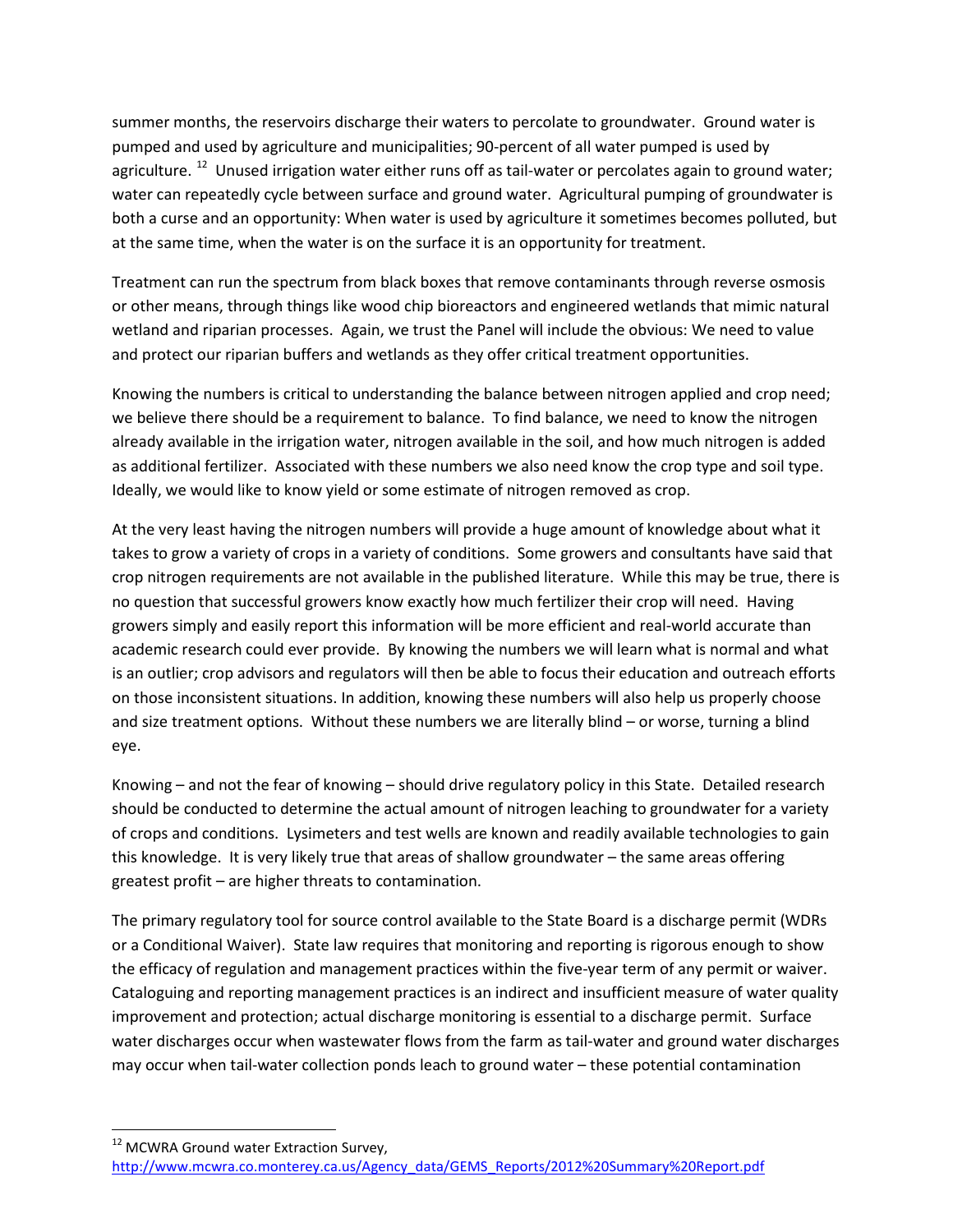summer months, the reservoirs discharge their waters to percolate to groundwater. Ground water is pumped and used by agriculture and municipalities; 90-percent of all water pumped is used by agriculture. [12] Unused irrigation water either runs off as tail-water or percolates again to ground water; water can repeatedly cycle between surface and ground water. Agricultural pumping of groundwater is both a curse and an opportunity: When water is used by agriculture it sometimes becomes polluted, but at the same time, when the water is on the surface it is an opportunity for treatment.

Treatment can run the spectrum from black boxes that remove contaminants through reverse osmosis or other means, through things like wood chip bioreactors and engineered wetlands that mimic natural wetland and riparian processes. Again, we trust the Panel will include the obvious: We need to value and protect our riparian buffers and wetlands as they offer critical treatment opportunities.

Knowing the numbers is critical to understanding the balance between nitrogen applied and crop need; we believe there should be a requirement to balance. To find balance, we need to know the nitrogen already available in the irrigation water, nitrogen available in the soil, and how much nitrogen is added as additional fertilizer. Associated with these numbers we also need know the crop type and soil type. Ideally, we would like to know yield or some estimate of nitrogen removed as crop.

At the very least having the nitrogen numbers will provide a huge amount of knowledge about what it takes to grow a variety of crops in a variety of conditions. Some growers and consultants have said that crop nitrogen requirements are not available in the published literature. While this may be true, there is no question that successful growers know exactly how much fertilizer their crop will need. Having growers simply and easily report this information will be more efficient and real-world accurate than academic research could ever provide. By knowing the numbers we will learn what is normal and what is an outlier; crop advisors and regulators will then be able to focus their education and outreach efforts on those inconsistent situations. In addition, knowing these numbers will also help us properly choose and size treatment options. Without these numbers we are literally blind – or worse, turning a blind eye.

Knowing – and not the fear of knowing – should drive regulatory policy in this State. Detailed research should be conducted to determine the actual amount of nitrogen leaching to groundwater for a variety of crops and conditions. Lysimeters and test wells are known and readily available technologies to gain this knowledge. It is very likely true that areas of shallow groundwater – the same areas offering greatest profit – are higher threats to contamination.

The primary regulatory tool for source control available to the State Board is a discharge permit (WDRs or a Conditional Waiver). State law requires that monitoring and reporting is rigorous enough to show the efficacy of regulation and management practices within the five-year term of any permit or waiver. Cataloguing and reporting management practices is an indirect and insufficient measure of water quality improvement and protection; actual discharge monitoring is essential to a discharge permit. Surface water discharges occur when wastewater flows from the farm as tail-water and ground water discharges may occur when tail-water collection ponds leach to ground water – these potential contamination

---

[12] MCWRA Ground water Extraction Survey, http://www.mcwra.co.monterey.ca.us/Agency_data/GEMS_Reports/2012%20Summary%20Report.pdf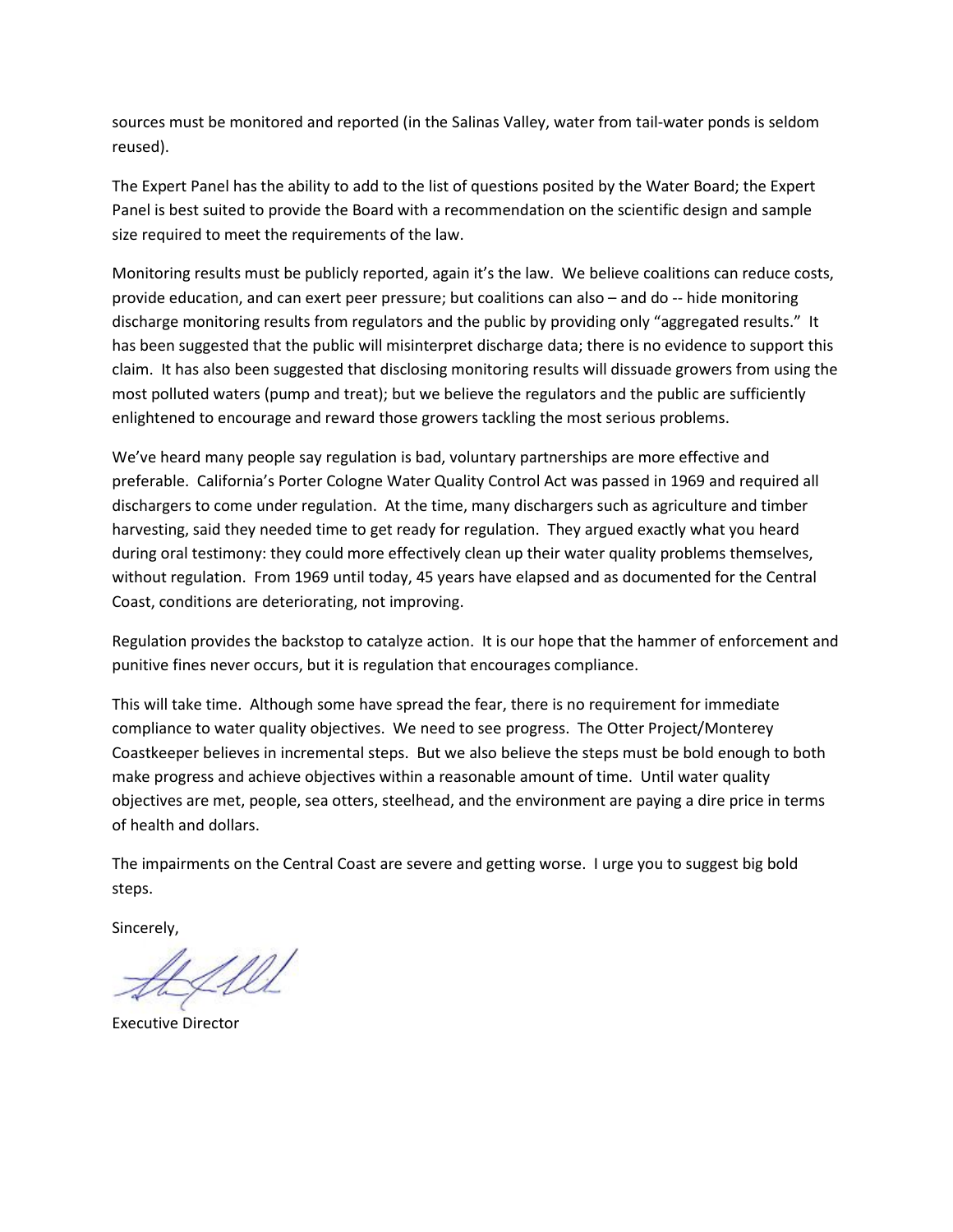sources must be monitored and reported (in the Salinas Valley, water from tail-water ponds is seldom reused).

The Expert Panel has the ability to add to the list of questions posited by the Water Board; the Expert Panel is best suited to provide the Board with a recommendation on the scientific design and sample size required to meet the requirements of the law.

Monitoring results must be publicly reported, again it's the law. We believe coalitions can reduce costs, provide education, and can exert peer pressure; but coalitions can also – and do -- hide monitoring discharge monitoring results from regulators and the public by providing only "aggregated results." It has been suggested that the public will misinterpret discharge data; there is no evidence to support this claim. It has also been suggested that disclosing monitoring results will dissuade growers from using the most polluted waters (pump and treat); but we believe the regulators and the public are sufficiently enlightened to encourage and reward those growers tackling the most serious problems.

We've heard many people say regulation is bad, voluntary partnerships are more effective and preferable. California's Porter Cologne Water Quality Control Act was passed in 1969 and required all dischargers to come under regulation. At the time, many dischargers such as agriculture and timber harvesting, said they needed time to get ready for regulation. They argued exactly what you heard during oral testimony: they could more effectively clean up their water quality problems themselves, without regulation. From 1969 until today, 45 years have elapsed and as documented for the Central Coast, conditions are deteriorating, not improving.

Regulation provides the backstop to catalyze action. It is our hope that the hammer of enforcement and punitive fines never occurs, but it is regulation that encourages compliance.

This will take time. Although some have spread the fear, there is no requirement for immediate compliance to water quality objectives. We need to see progress. The Otter Project/Monterey Coastkeeper believes in incremental steps. But we also believe the steps must be bold enough to both make progress and achieve objectives within a reasonable amount of time. Until water quality objectives are met, people, sea otters, steelhead, and the environment are paying a dire price in terms of health and dollars.

The impairments on the Central Coast are severe and getting worse. I urge you to suggest big bold steps.

Sincerely,

Executive Director